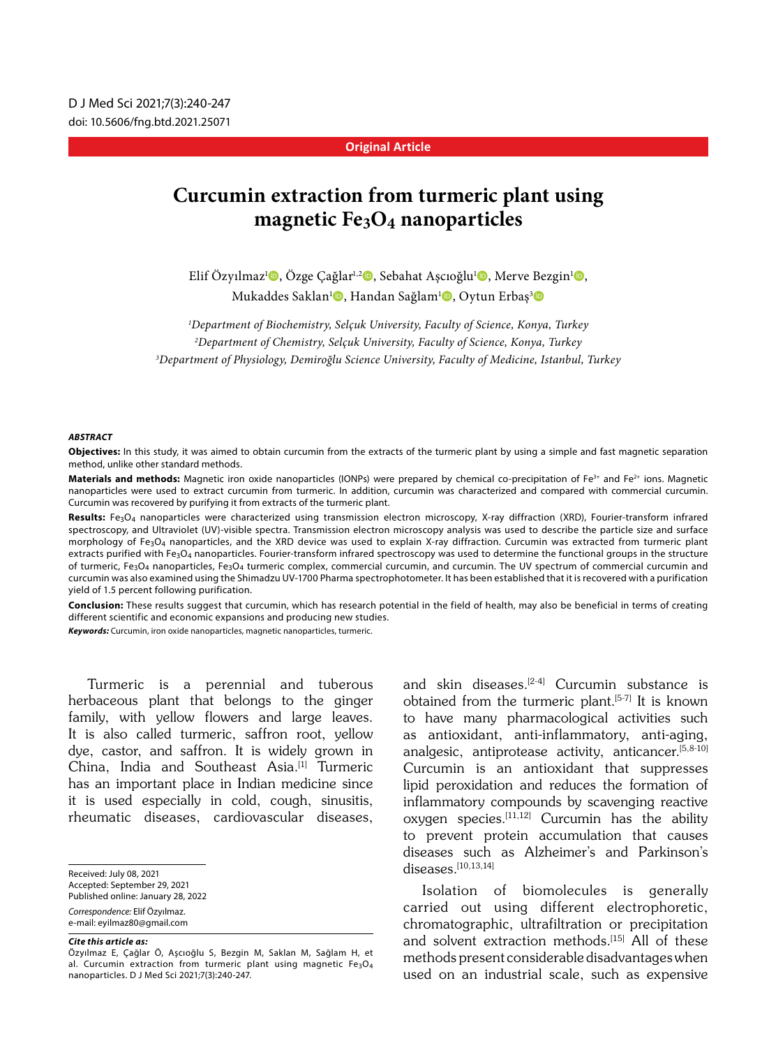Original Article

# Curcumin extraction from turmeric plant using magnetic $Fe_3O_4$ nanoparticles

Elif Özyılmaz[1], Özge Çağlar[1,2], Sebahat Aşcıoğlu[1], Merve Bezgin[1], Mukaddes Saklan[1], Handan Sağlam[1], Oytun Erbaş[3]

[1]*Department of Biochemistry, Selçuk University, Faculty of Science, Konya, Turkey*
[2]*Department of Chemistry, Selçuk University, Faculty of Science, Konya, Turkey*
[3]*Department of Physiology, Demiroğlu Science University, Faculty of Medicine, Istanbul, Turkey*

***ABSTRACT***

**Objectives:** In this study, it was aimed to obtain curcumin from the extracts of the turmeric plant by using a simple and fast magnetic separation method, unlike other standard methods.

**Materials and methods:** Magnetic iron oxide nanoparticles (IONPs) were prepared by chemical co-precipitation of $Fe^{3+}$ and $Fe^{2+}$ ions. Magnetic nanoparticles were used to extract curcumin from turmeric. In addition, curcumin was characterized and compared with commercial curcumin. Curcumin was recovered by purifying it from extracts of the turmeric plant.

**Results:** $Fe_3O_4$ nanoparticles were characterized using transmission electron microscopy, X-ray diffraction (XRD), Fourier-transform infrared spectroscopy, and Ultraviolet (UV)-visible spectra. Transmission electron microscopy analysis was used to describe the particle size and surface morphology of $Fe_3O_4$ nanoparticles, and the XRD device was used to explain X-ray diffraction. Curcumin was extracted from turmeric plant extracts purified with $Fe_3O_4$ nanoparticles. Fourier-transform infrared spectroscopy was used to determine the functional groups in the structure of turmeric, $Fe_3O_4$ nanoparticles, $Fe_3O_4$ turmeric complex, commercial curcumin, and curcumin. The UV spectrum of commercial curcumin and curcumin was also examined using the Shimadzu UV-1700 Pharma spectrophotometer. It has been established that it is recovered with a purification yield of 1.5 percent following purification.

**Conclusion:** These results suggest that curcumin, which has research potential in the field of health, may also be beneficial in terms of creating different scientific and economic expansions and producing new studies.

***Keywords:*** Curcumin, iron oxide nanoparticles, magnetic nanoparticles, turmeric.

Turmeric is a perennial and tuberous herbaceous plant that belongs to the ginger family, with yellow flowers and large leaves. It is also called turmeric, saffron root, yellow dye, castor, and saffron. It is widely grown in China, India and Southeast Asia.[1] Turmeric has an important place in Indian medicine since it is used especially in cold, cough, sinusitis, rheumatic diseases, cardiovascular diseases, and skin diseases.[2-4] Curcumin substance is obtained from the turmeric plant.[5-7] It is known to have many pharmacological activities such as antioxidant, anti-inflammatory, anti-aging, analgesic, antiprotease activity, anticancer.[5,8-10] Curcumin is an antioxidant that suppresses lipid peroxidation and reduces the formation of inflammatory compounds by scavenging reactive oxygen species.[11,12] Curcumin has the ability to prevent protein accumulation that causes diseases such as Alzheimer's and Parkinson's diseases.[10,13,14]

Isolation of biomolecules is generally carried out using different electrophoretic, chromatographic, ultrafiltration or precipitation and solvent extraction methods.[15] All of these methods present considerable disadvantages when used on an industrial scale, such as expensive

Received: July 08, 2021
Accepted: September 29, 2021
Published online: January 28, 2022

*Correspondence:* Elif Özyılmaz.
e-mail: eyilmaz80@gmail.com

***Cite this article as:***
Özyılmaz E, Çağlar Ö, Aşcıoğlu S, Bezgin M, Saklan M, Sağlam H, et al. Curcumin extraction from turmeric plant using magnetic $Fe_3O_4$ nanoparticles. D J Med Sci 2021;7(3):240-247.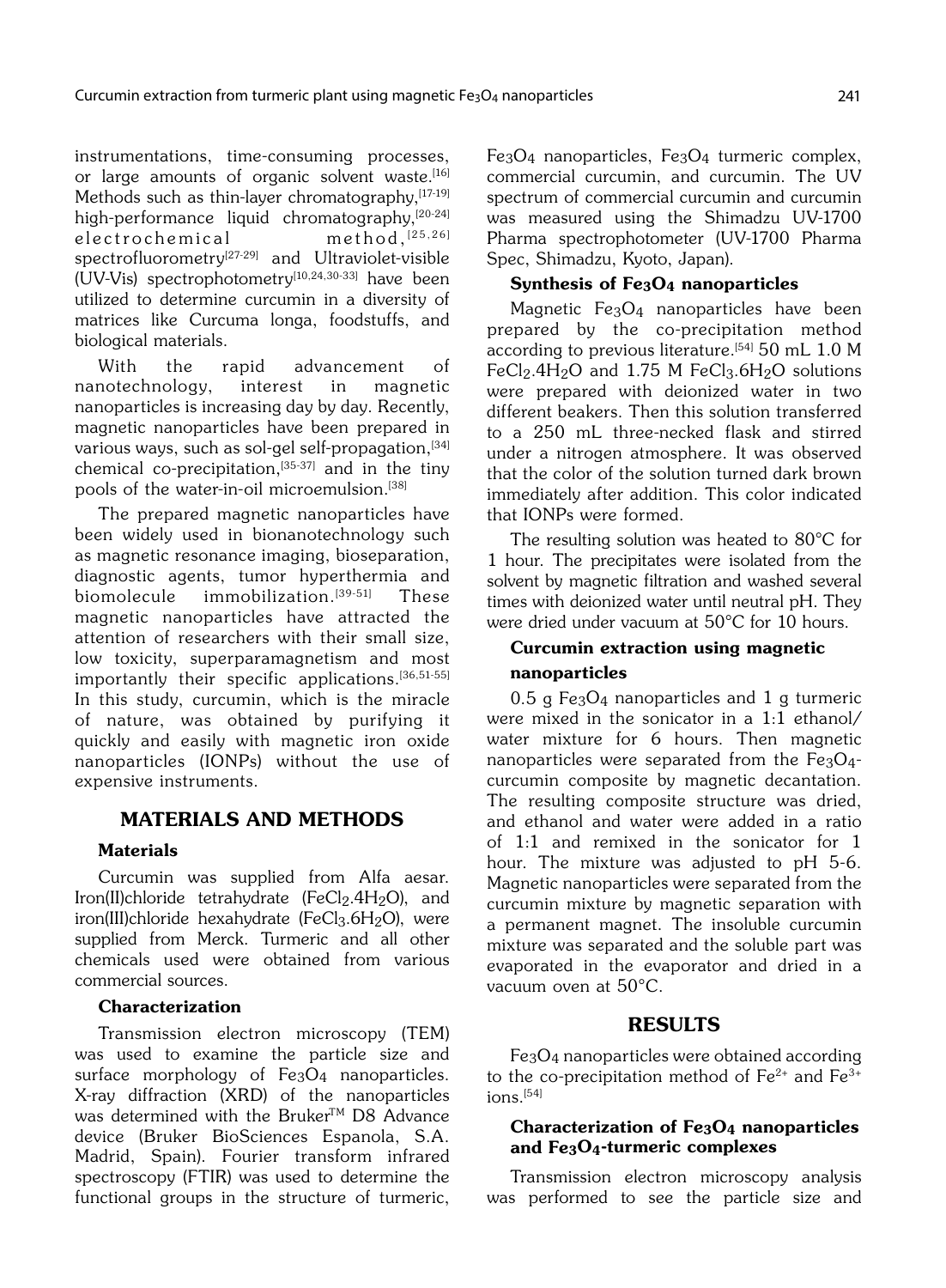instrumentations, time-consuming processes, or large amounts of organic solvent waste.[16] Methods such as thin-layer chromatography,[17-19] high-performance liquid chromatography,[20-24] electrochemical method,[25,26] spectrofluorometry[27-29] and Ultraviolet-visible (UV-Vis) spectrophotometry[10,24,30-33] have been utilized to determine curcumin in a diversity of matrices like Curcuma longa, foodstuffs, and biological materials.

With the rapid advancement of nanotechnology, interest in magnetic nanoparticles is increasing day by day. Recently, magnetic nanoparticles have been prepared in various ways, such as sol-gel self-propagation,[34] chemical co-precipitation,[35-37] and in the tiny pools of the water-in-oil microemulsion.[38]

The prepared magnetic nanoparticles have been widely used in bionanotechnology such as magnetic resonance imaging, bioseparation, diagnostic agents, tumor hyperthermia and biomolecule immobilization.[39-51] These magnetic nanoparticles have attracted the attention of researchers with their small size, low toxicity, superparamagnetism and most importantly their specific applications.[36,51-55] In this study, curcumin, which is the miracle of nature, was obtained by purifying it quickly and easily with magnetic iron oxide nanoparticles (IONPs) without the use of expensive instruments.

## MATERIALS AND METHODS

### Materials

Curcumin was supplied from Alfa aesar. Iron(II)chloride tetrahydrate ($FeCl_2.4H_2O$), and iron(III)chloride hexahydrate ($FeCl_3.6H_2O$), were supplied from Merck. Turmeric and all other chemicals used were obtained from various commercial sources.

### Characterization

Transmission electron microscopy (TEM) was used to examine the particle size and surface morphology of $Fe_3O_4$ nanoparticles. X-ray diffraction (XRD) of the nanoparticles was determined with the Bruker™ D8 Advance device (Bruker BioSciences Espanola, S.A. Madrid, Spain). Fourier transform infrared spectroscopy (FTIR) was used to determine the functional groups in the structure of turmeric, $Fe_3O_4$ nanoparticles, $Fe_3O_4$ turmeric complex, commercial curcumin, and curcumin. The UV spectrum of commercial curcumin and curcumin was measured using the Shimadzu UV-1700 Pharma spectrophotometer (UV-1700 Pharma Spec, Shimadzu, Kyoto, Japan).

### Synthesis of $Fe_3O_4$ nanoparticles

Magnetic $Fe_3O_4$ nanoparticles have been prepared by the co-precipitation method according to previous literature.[54] 50 mL 1.0 M $FeCl_2.4H_2O$ and 1.75 M $FeCl_3.6H_2O$ solutions were prepared with deionized water in two different beakers. Then this solution transferred to a 250 mL three-necked flask and stirred under a nitrogen atmosphere. It was observed that the color of the solution turned dark brown immediately after addition. This color indicated that IONPs were formed.

The resulting solution was heated to 80°C for 1 hour. The precipitates were isolated from the solvent by magnetic filtration and washed several times with deionized water until neutral pH. They were dried under vacuum at 50°C for 10 hours.

### Curcumin extraction using magnetic nanoparticles

0.5 g $Fe_3O_4$ nanoparticles and 1 g turmeric were mixed in the sonicator in a 1:1 ethanol/water mixture for 6 hours. Then magnetic nanoparticles were separated from the $Fe_3O_4$-curcumin composite by magnetic decantation. The resulting composite structure was dried, and ethanol and water were added in a ratio of 1:1 and remixed in the sonicator for 1 hour. The mixture was adjusted to pH 5-6. Magnetic nanoparticles were separated from the curcumin mixture by magnetic separation with a permanent magnet. The insoluble curcumin mixture was separated and the soluble part was evaporated in the evaporator and dried in a vacuum oven at 50°C.

## RESULTS

$Fe_3O_4$ nanoparticles were obtained according to the co-precipitation method of $Fe^{2+}$ and $Fe^{3+}$ ions.[54]

### Characterization of $Fe_3O_4$ nanoparticles and $Fe_3O_4$-turmeric complexes

Transmission electron microscopy analysis was performed to see the particle size and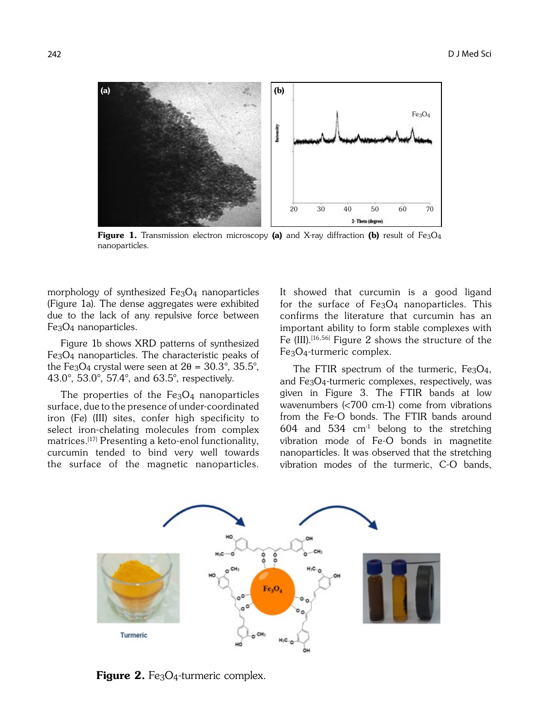**Figure 1.** Transmission electron microscopy **(a)** and X-ray diffraction **(b)** result of $Fe_3O_4$ nanoparticles.

morphology of synthesized $Fe_3O_4$ nanoparticles (Figure 1a). The dense aggregates were exhibited due to the lack of any repulsive force between $Fe_3O_4$ nanoparticles.

Figure 1b shows XRD patterns of synthesized $Fe_3O_4$ nanoparticles. The characteristic peaks of the $Fe_3O_4$ crystal were seen at $2\theta$ = 30.3°, 35.5°, 43.0°, 53.0°, 57.4°, and 63.5°, respectively.

The properties of the $Fe_3O_4$ nanoparticles surface, due to the presence of under-coordinated iron (Fe) (III) sites, confer high specificity to select iron-chelating molecules from complex matrices.[17] Presenting a keto-enol functionality, curcumin tended to bind very well towards the surface of the magnetic nanoparticles. It showed that curcumin is a good ligand for the surface of $Fe_3O_4$ nanoparticles. This confirms the literature that curcumin has an important ability to form stable complexes with Fe (III).[16,56] Figure 2 shows the structure of the $Fe_3O_4$-turmeric complex.

The FTIR spectrum of the turmeric, $Fe_3O_4$, and $Fe_3O_4$-turmeric complexes, respectively, was given in Figure 3. The FTIR bands at low wavenumbers (<700 cm-1) come from vibrations from the Fe-O bonds. The FTIR bands around 604 and 534 $cm^{-1}$ belong to the stretching vibration mode of Fe-O bonds in magnetite nanoparticles. It was observed that the stretching vibration modes of the turmeric, C-O bands,

**Figure 2.** $Fe_3O_4$-turmeric complex.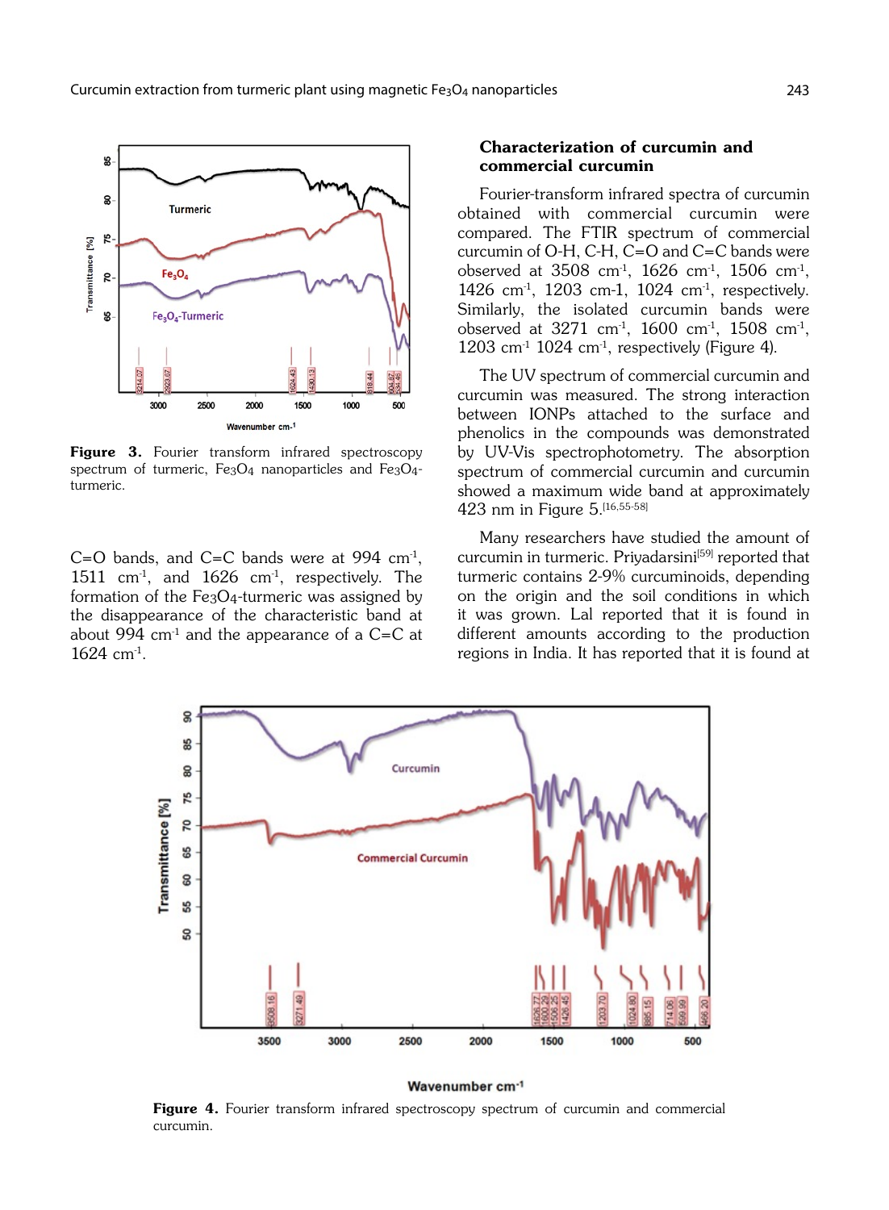Figure 3. Fourier transform infrared spectroscopy spectrum of turmeric, $Fe_3O_4$ nanoparticles and $Fe_3O_4$-turmeric.

C=O bands, and C=C bands were at 994 $cm^{-1}$, 1511 $cm^{-1}$, and 1626 $cm^{-1}$, respectively. The formation of the $Fe_3O_4$-turmeric was assigned by the disappearance of the characteristic band at about 994 $cm^{-1}$ and the appearance of a C=C at 1624 $cm^{-1}$.

## Characterization of curcumin and commercial curcumin

Fourier-transform infrared spectra of curcumin obtained with commercial curcumin were compared. The FTIR spectrum of commercial curcumin of O-H, C-H, C=O and C=C bands were observed at 3508 $cm^{-1}$, 1626 $cm^{-1}$, 1506 $cm^{-1}$, 1426 $cm^{-1}$, 1203 cm-1, 1024 $cm^{-1}$, respectively. Similarly, the isolated curcumin bands were observed at 3271 $cm^{-1}$, 1600 $cm^{-1}$, 1508 $cm^{-1}$, 1203 $cm^{-1}$ 1024 $cm^{-1}$, respectively (Figure 4).

The UV spectrum of commercial curcumin and curcumin was measured. The strong interaction between IONPs attached to the surface and phenolics in the compounds was demonstrated by UV-Vis spectrophotometry. The absorption spectrum of commercial curcumin and curcumin showed a maximum wide band at approximately 423 nm in Figure 5.[16,55-58]

Many researchers have studied the amount of curcumin in turmeric. Priyadarsini[59] reported that turmeric contains 2-9% curcuminoids, depending on the origin and the soil conditions in which it was grown. Lal reported that it is found in different amounts according to the production regions in India. It has reported that it is found at

Figure 4. Fourier transform infrared spectroscopy spectrum of curcumin and commercial curcumin.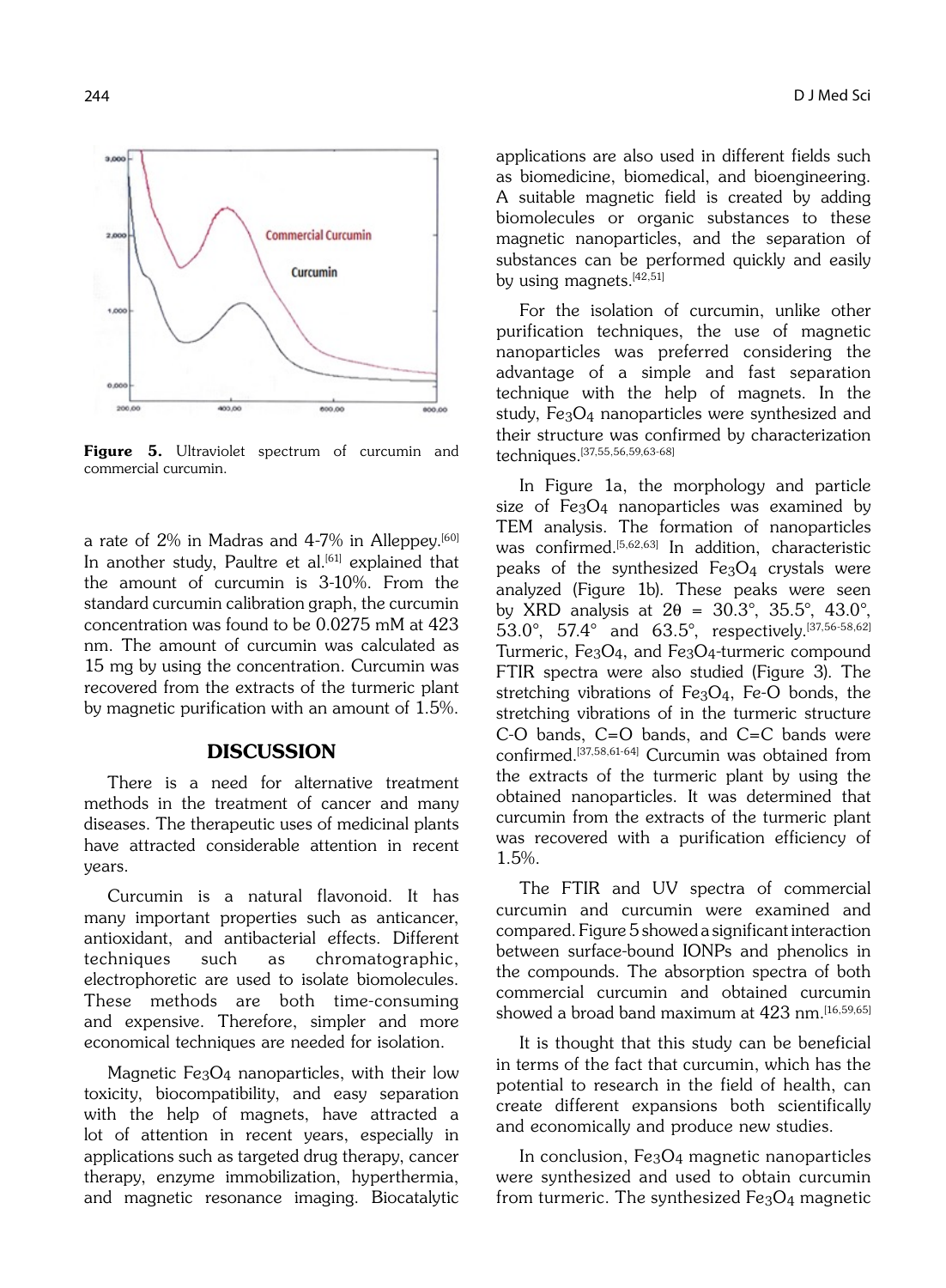Figure 5. Ultraviolet spectrum of curcumin and commercial curcumin.

a rate of 2% in Madras and 4-7% in Alleppey.[60] In another study, Paultre et al.[61] explained that the amount of curcumin is 3-10%. From the standard curcumin calibration graph, the curcumin concentration was found to be 0.0275 mM at 423 nm. The amount of curcumin was calculated as 15 mg by using the concentration. Curcumin was recovered from the extracts of the turmeric plant by magnetic purification with an amount of 1.5%.

## DISCUSSION

There is a need for alternative treatment methods in the treatment of cancer and many diseases. The therapeutic uses of medicinal plants have attracted considerable attention in recent years.

Curcumin is a natural flavonoid. It has many important properties such as anticancer, antioxidant, and antibacterial effects. Different techniques such as chromatographic, electrophoretic are used to isolate biomolecules. These methods are both time-consuming and expensive. Therefore, simpler and more economical techniques are needed for isolation.

Magnetic $Fe_3O_4$ nanoparticles, with their low toxicity, biocompatibility, and easy separation with the help of magnets, have attracted a lot of attention in recent years, especially in applications such as targeted drug therapy, cancer therapy, enzyme immobilization, hyperthermia, and magnetic resonance imaging. Biocatalytic applications are also used in different fields such as biomedicine, biomedical, and bioengineering. A suitable magnetic field is created by adding biomolecules or organic substances to these magnetic nanoparticles, and the separation of substances can be performed quickly and easily by using magnets.[42,51]

For the isolation of curcumin, unlike other purification techniques, the use of magnetic nanoparticles was preferred considering the advantage of a simple and fast separation technique with the help of magnets. In the study, $Fe_3O_4$ nanoparticles were synthesized and their structure was confirmed by characterization techniques.[37,55,56,59,63-68]

In Figure 1a, the morphology and particle size of $Fe_3O_4$ nanoparticles was examined by TEM analysis. The formation of nanoparticles was confirmed.[5,62,63] In addition, characteristic peaks of the synthesized $Fe_3O_4$ crystals were analyzed (Figure 1b). These peaks were seen by XRD analysis at $2\theta$ = 30.3°, 35.5°, 43.0°, 53.0°, 57.4° and 63.5°, respectively.[37,56-58,62] Turmeric, $Fe_3O_4$, and $Fe_3O_4$-turmeric compound FTIR spectra were also studied (Figure 3). The stretching vibrations of $Fe_3O_4$, Fe-O bonds, the stretching vibrations of in the turmeric structure C-O bands, C=O bands, and C=C bands were confirmed.[37,58,61-64] Curcumin was obtained from the extracts of the turmeric plant by using the obtained nanoparticles. It was determined that curcumin from the extracts of the turmeric plant was recovered with a purification efficiency of 1.5%.

The FTIR and UV spectra of commercial curcumin and curcumin were examined and compared. Figure 5 showed a significant interaction between surface-bound IONPs and phenolics in the compounds. The absorption spectra of both commercial curcumin and obtained curcumin showed a broad band maximum at 423 nm.[16,59,65]

It is thought that this study can be beneficial in terms of the fact that curcumin, which has the potential to research in the field of health, can create different expansions both scientifically and economically and produce new studies.

In conclusion, $Fe_3O_4$ magnetic nanoparticles were synthesized and used to obtain curcumin from turmeric. The synthesized $Fe_3O_4$ magnetic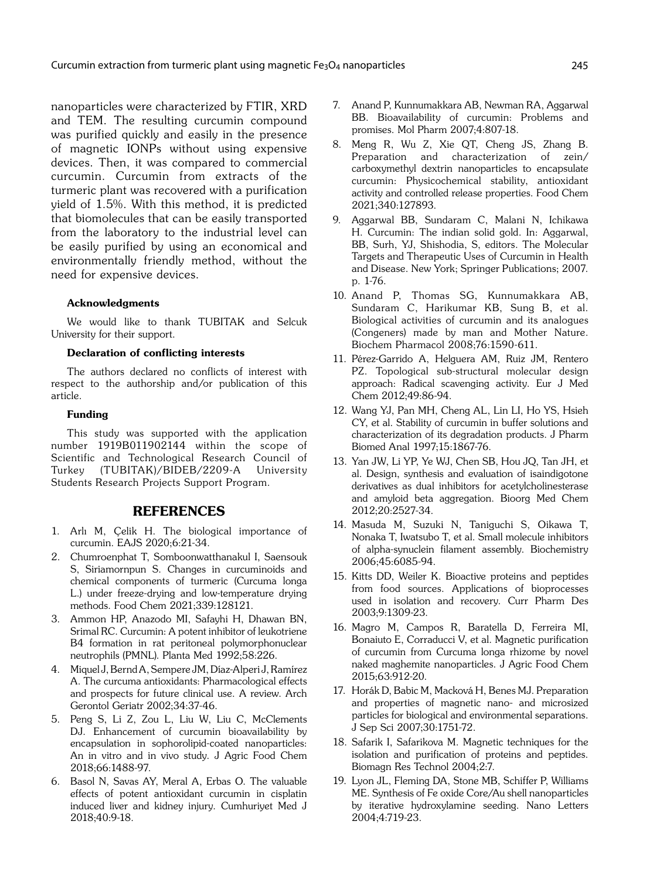nanoparticles were characterized by FTIR, XRD and TEM. The resulting curcumin compound was purified quickly and easily in the presence of magnetic IONPs without using expensive devices. Then, it was compared to commercial curcumin. Curcumin from extracts of the turmeric plant was recovered with a purification yield of 1.5%. With this method, it is predicted that biomolecules that can be easily transported from the laboratory to the industrial level can be easily purified by using an economical and environmentally friendly method, without the need for expensive devices.

#### Acknowledgments

We would like to thank TUBITAK and Selcuk University for their support.

#### Declaration of conflicting interests

The authors declared no conflicts of interest with respect to the authorship and/or publication of this article.

#### Funding

This study was supported with the application number 1919B011902144 within the scope of Scientific and Technological Research Council of Turkey (TUBITAK)/BIDEB/2209-A University Students Research Projects Support Program.

## REFERENCES

1. Arlı M, Çelik H. The biological importance of curcumin. EAJS 2020;6:21-34.
2. Chumroenphat T, Somboonwatthanakul I, Saensouk S, Siriamornpun S. Changes in curcuminoids and chemical components of turmeric (Curcuma longa L.) under freeze-drying and low-temperature drying methods. Food Chem 2021;339:128121.
3. Ammon HP, Anazodo MI, Safayhi H, Dhawan BN, Srimal RC. Curcumin: A potent inhibitor of leukotriene B4 formation in rat peritoneal polymorphonuclear neutrophils (PMNL). Planta Med 1992;58:226.
4. Miquel J, Bernd A, Sempere JM, Díaz-Alperi J, Ramírez A. The curcuma antioxidants: Pharmacological effects and prospects for future clinical use. A review. Arch Gerontol Geriatr 2002;34:37-46.
5. Peng S, Li Z, Zou L, Liu W, Liu C, McClements DJ. Enhancement of curcumin bioavailability by encapsulation in sophorolipid-coated nanoparticles: An in vitro and in vivo study. J Agric Food Chem 2018;66:1488-97.
6. Basol N, Savas AY, Meral A, Erbas O. The valuable effects of potent antioxidant curcumin in cisplatin induced liver and kidney injury. Cumhuriyet Med J 2018;40:9-18.
7. Anand P, Kunnumakkara AB, Newman RA, Aggarwal BB. Bioavailability of curcumin: Problems and promises. Mol Pharm 2007;4:807-18.
8. Meng R, Wu Z, Xie QT, Cheng JS, Zhang B. Preparation and characterization of zein/carboxymethyl dextrin nanoparticles to encapsulate curcumin: Physicochemical stability, antioxidant activity and controlled release properties. Food Chem 2021;340:127893.
9. Aggarwal BB, Sundaram C, Malani N, Ichikawa H. Curcumin: The indian solid gold. In: Aggarwal, BB, Surh, YJ, Shishodia, S, editors. The Molecular Targets and Therapeutic Uses of Curcumin in Health and Disease. New York; Springer Publications; 2007. p. 1-76.
10. Anand P, Thomas SG, Kunnumakkara AB, Sundaram C, Harikumar KB, Sung B, et al. Biological activities of curcumin and its analogues (Congeners) made by man and Mother Nature. Biochem Pharmacol 2008;76:1590-611.
11. Pérez-Garrido A, Helguera AM, Ruiz JM, Rentero PZ. Topological sub-structural molecular design approach: Radical scavenging activity. Eur J Med Chem 2012;49:86-94.
12. Wang YJ, Pan MH, Cheng AL, Lin LI, Ho YS, Hsieh CY, et al. Stability of curcumin in buffer solutions and characterization of its degradation products. J Pharm Biomed Anal 1997;15:1867-76.
13. Yan JW, Li YP, Ye WJ, Chen SB, Hou JQ, Tan JH, et al. Design, synthesis and evaluation of isaindigotone derivatives as dual inhibitors for acetylcholinesterase and amyloid beta aggregation. Bioorg Med Chem 2012;20:2527-34.
14. Masuda M, Suzuki N, Taniguchi S, Oikawa T, Nonaka T, Iwatsubo T, et al. Small molecule inhibitors of alpha-synuclein filament assembly. Biochemistry 2006;45:6085-94.
15. Kitts DD, Weiler K. Bioactive proteins and peptides from food sources. Applications of bioprocesses used in isolation and recovery. Curr Pharm Des 2003;9:1309-23.
16. Magro M, Campos R, Baratella D, Ferreira MI, Bonaiuto E, Corraducci V, et al. Magnetic purification of curcumin from Curcuma longa rhizome by novel naked maghemite nanoparticles. J Agric Food Chem 2015;63:912-20.
17. Horák D, Babic M, Macková H, Benes MJ. Preparation and properties of magnetic nano- and microsized particles for biological and environmental separations. J Sep Sci 2007;30:1751-72.
18. Safarik I, Safarikova M. Magnetic techniques for the isolation and purification of proteins and peptides. Biomagn Res Technol 2004;2:7.
19. Lyon JL, Fleming DA, Stone MB, Schiffer P, Williams ME. Synthesis of Fe oxide Core/Au shell nanoparticles by iterative hydroxylamine seeding. Nano Letters 2004;4:719-23.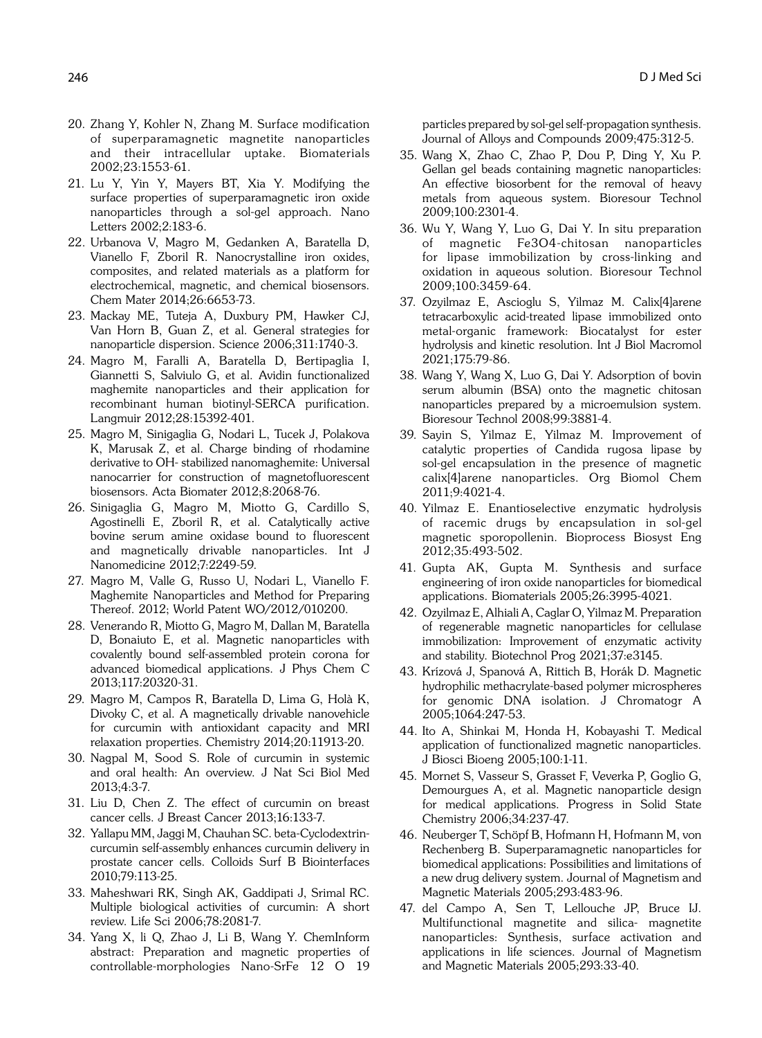20. Zhang Y, Kohler N, Zhang M. Surface modification of superparamagnetic magnetite nanoparticles and their intracellular uptake. Biomaterials 2002;23:1553-61.
21. Lu Y, Yin Y, Mayers BT, Xia Y. Modifying the surface properties of superparamagnetic iron oxide nanoparticles through a sol-gel approach. Nano Letters 2002;2:183-6.
22. Urbanova V, Magro M, Gedanken A, Baratella D, Vianello F, Zboril R. Nanocrystalline iron oxides, composites, and related materials as a platform for electrochemical, magnetic, and chemical biosensors. Chem Mater 2014;26:6653-73.
23. Mackay ME, Tuteja A, Duxbury PM, Hawker CJ, Van Horn B, Guan Z, et al. General strategies for nanoparticle dispersion. Science 2006;311:1740-3.
24. Magro M, Faralli A, Baratella D, Bertipaglia I, Giannetti S, Salviulo G, et al. Avidin functionalized maghemite nanoparticles and their application for recombinant human biotinyl-SERCA purification. Langmuir 2012;28:15392-401.
25. Magro M, Sinigaglia G, Nodari L, Tucek J, Polakova K, Marusak Z, et al. Charge binding of rhodamine derivative to OH- stabilized nanomaghemite: Universal nanocarrier for construction of magnetofluorescent biosensors. Acta Biomater 2012;8:2068-76.
26. Sinigaglia G, Magro M, Miotto G, Cardillo S, Agostinelli E, Zboril R, et al. Catalytically active bovine serum amine oxidase bound to fluorescent and magnetically drivable nanoparticles. Int J Nanomedicine 2012;7:2249-59.
27. Magro M, Valle G, Russo U, Nodari L, Vianello F. Maghemite Nanoparticles and Method for Preparing Thereof. 2012; World Patent WO/2012/010200.
28. Venerando R, Miotto G, Magro M, Dallan M, Baratella D, Bonaiuto E, et al. Magnetic nanoparticles with covalently bound self-assembled protein corona for advanced biomedical applications. J Phys Chem C 2013;117:20320-31.
29. Magro M, Campos R, Baratella D, Lima G, Holà K, Divoky C, et al. A magnetically drivable nanovehicle for curcumin with antioxidant capacity and MRI relaxation properties. Chemistry 2014;20:11913-20.
30. Nagpal M, Sood S. Role of curcumin in systemic and oral health: An overview. J Nat Sci Biol Med 2013;4:3-7.
31. Liu D, Chen Z. The effect of curcumin on breast cancer cells. J Breast Cancer 2013;16:133-7.
32. Yallapu MM, Jaggi M, Chauhan SC. beta-Cyclodextrin-curcumin self-assembly enhances curcumin delivery in prostate cancer cells. Colloids Surf B Biointerfaces 2010;79:113-25.
33. Maheshwari RK, Singh AK, Gaddipati J, Srimal RC. Multiple biological activities of curcumin: A short review. Life Sci 2006;78:2081-7.
34. Yang X, li Q, Zhao J, Li B, Wang Y. ChemInform abstract: Preparation and magnetic properties of controllable-morphologies Nano-SrFe 12 O 19 particles prepared by sol-gel self-propagation synthesis. Journal of Alloys and Compounds 2009;475:312-5.
35. Wang X, Zhao C, Zhao P, Dou P, Ding Y, Xu P. Gellan gel beads containing magnetic nanoparticles: An effective biosorbent for the removal of heavy metals from aqueous system. Bioresour Technol 2009;100:2301-4.
36. Wu Y, Wang Y, Luo G, Dai Y. In situ preparation of magnetic Fe3O4-chitosan nanoparticles for lipase immobilization by cross-linking and oxidation in aqueous solution. Bioresour Technol 2009;100:3459-64.
37. Ozyilmaz E, Ascioglu S, Yilmaz M. Calix[4]arene tetracarboxylic acid-treated lipase immobilized onto metal-organic framework: Biocatalyst for ester hydrolysis and kinetic resolution. Int J Biol Macromol 2021;175:79-86.
38. Wang Y, Wang X, Luo G, Dai Y. Adsorption of bovin serum albumin (BSA) onto the magnetic chitosan nanoparticles prepared by a microemulsion system. Bioresour Technol 2008;99:3881-4.
39. Sayin S, Yilmaz E, Yilmaz M. Improvement of catalytic properties of Candida rugosa lipase by sol-gel encapsulation in the presence of magnetic calix[4]arene nanoparticles. Org Biomol Chem 2011;9:4021-4.
40. Yilmaz E. Enantioselective enzymatic hydrolysis of racemic drugs by encapsulation in sol-gel magnetic sporopollenin. Bioprocess Biosyst Eng 2012;35:493-502.
41. Gupta AK, Gupta M. Synthesis and surface engineering of iron oxide nanoparticles for biomedical applications. Biomaterials 2005;26:3995-4021.
42. Ozyilmaz E, Alhiali A, Caglar O, Yilmaz M. Preparation of regenerable magnetic nanoparticles for cellulase immobilization: Improvement of enzymatic activity and stability. Biotechnol Prog 2021;37:e3145.
43. Krízová J, Spanová A, Rittich B, Horák D. Magnetic hydrophilic methacrylate-based polymer microspheres for genomic DNA isolation. J Chromatogr A 2005;1064:247-53.
44. Ito A, Shinkai M, Honda H, Kobayashi T. Medical application of functionalized magnetic nanoparticles. J Biosci Bioeng 2005;100:1-11.
45. Mornet S, Vasseur S, Grasset F, Veverka P, Goglio G, Demourgues A, et al. Magnetic nanoparticle design for medical applications. Progress in Solid State Chemistry 2006;34:237-47.
46. Neuberger T, Schöpf B, Hofmann H, Hofmann M, von Rechenberg B. Superparamagnetic nanoparticles for biomedical applications: Possibilities and limitations of a new drug delivery system. Journal of Magnetism and Magnetic Materials 2005;293:483-96.
47. del Campo A, Sen T, Lellouche JP, Bruce IJ. Multifunctional magnetite and silica- magnetite nanoparticles: Synthesis, surface activation and applications in life sciences. Journal of Magnetism and Magnetic Materials 2005;293:33-40.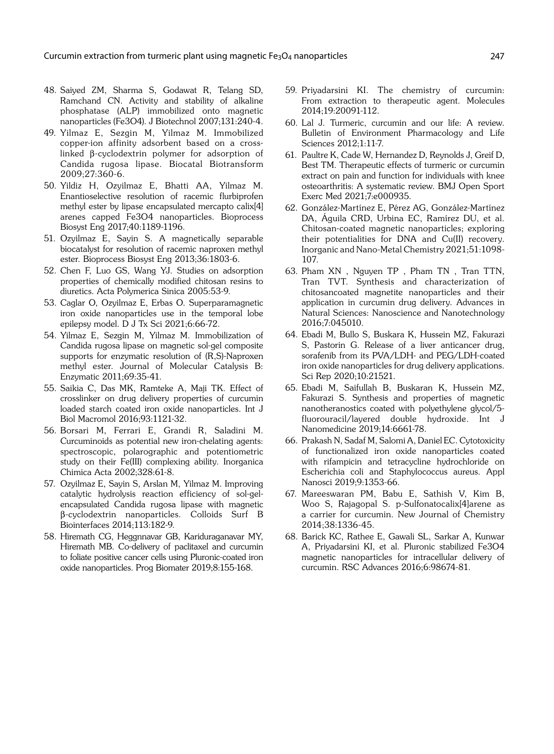48. Saiyed ZM, Sharma S, Godawat R, Telang SD, Ramchand CN. Activity and stability of alkaline phosphatase (ALP) immobilized onto magnetic nanoparticles (Fe3O4). J Biotechnol 2007;131:240-4.
49. Yilmaz E, Sezgin M, Yilmaz M. Immobilized copper-ion affinity adsorbent based on a cross-linked β-cyclodextrin polymer for adsorption of Candida rugosa lipase. Biocatal Biotransform 2009;27:360-6.
50. Yildiz H, Ozyilmaz E, Bhatti AA, Yilmaz M. Enantioselective resolution of racemic flurbiprofen methyl ester by lipase encapsulated mercapto calix[4] arenes capped Fe3O4 nanoparticles. Bioprocess Biosyst Eng 2017;40:1189-1196.
51. Ozyilmaz E, Sayin S. A magnetically separable biocatalyst for resolution of racemic naproxen methyl ester. Bioprocess Biosyst Eng 2013;36:1803-6.
52. Chen F, Luo GS, Wang YJ. Studies on adsorption properties of chemically modified chitosan resins to diuretics. Acta Polymerica Sinica 2005:53-9.
53. Caglar O, Ozyilmaz E, Erbas O. Superparamagnetic iron oxide nanoparticles use in the temporal lobe epilepsy model. D J Tx Sci 2021;6:66-72.
54. Yilmaz E, Sezgin M, Yilmaz M. Immobilization of Candida rugosa lipase on magnetic sol-gel composite supports for enzymatic resolution of (R,S)-Naproxen methyl ester. Journal of Molecular Catalysis B: Enzymatic 2011;69:35-41.
55. Saikia C, Das MK, Ramteke A, Maji TK. Effect of crosslinker on drug delivery properties of curcumin loaded starch coated iron oxide nanoparticles. Int J Biol Macromol 2016;93:1121-32.
56. Borsari M, Ferrari E, Grandi R, Saladini M. Curcuminoids as potential new iron-chelating agents: spectroscopic, polarographic and potentiometric study on their Fe(III) complexing ability. Inorganica Chimica Acta 2002;328:61-8.
57. Ozyilmaz E, Sayin S, Arslan M, Yilmaz M. Improving catalytic hydrolysis reaction efficiency of sol-gel-encapsulated Candida rugosa lipase with magnetic β-cyclodextrin nanoparticles. Colloids Surf B Biointerfaces 2014;113:182-9.
58. Hiremath CG, Heggnnavar GB, Kariduraganavar MY, Hiremath MB. Co-delivery of paclitaxel and curcumin to foliate positive cancer cells using Pluronic-coated iron oxide nanoparticles. Prog Biomater 2019;8:155-168.
59. Priyadarsini KI. The chemistry of curcumin: From extraction to therapeutic agent. Molecules 2014;19:20091-112.
60. Lal J. Turmeric, curcumin and our life: A review. Bulletin of Environment Pharmacology and Life Sciences 2012;1:11-7.
61. Paultre K, Cade W, Hernandez D, Reynolds J, Greif D, Best TM. Therapeutic effects of turmeric or curcumin extract on pain and function for individuals with knee osteoarthritis: A systematic review. BMJ Open Sport Exerc Med 2021;7:e000935.
62. González-Martínez E, Pérez AG, González-Martínez DA, Águila CRD, Urbina EC, Ramírez DU, et al. Chitosan-coated magnetic nanoparticles; exploring their potentialities for DNA and Cu(II) recovery. Inorganic and Nano-Metal Chemistry 2021;51:1098-107.
63. Pham XN , Nguyen TP , Pham TN , Tran TTN, Tran TVT. Synthesis and characterization of chitosancoated magnetite nanoparticles and their application in curcumin drug delivery. Advances in Natural Sciences: Nanoscience and Nanotechnology 2016;7:045010.
64. Ebadi M, Bullo S, Buskara K, Hussein MZ, Fakurazi S, Pastorin G. Release of a liver anticancer drug, sorafenib from its PVA/LDH- and PEG/LDH-coated iron oxide nanoparticles for drug delivery applications. Sci Rep 2020;10:21521.
65. Ebadi M, Saifullah B, Buskaran K, Hussein MZ, Fakurazi S. Synthesis and properties of magnetic nanotheranostics coated with polyethylene glycol/5-fluorouracil/layered double hydroxide. Int J Nanomedicine 2019;14:6661-78.
66. Prakash N, Sadaf M, Salomi A, Daniel EC. Cytotoxicity of functionalized iron oxide nanoparticles coated with rifampicin and tetracycline hydrochloride on Escherichia coli and Staphylococcus aureus. Appl Nanosci 2019;9:1353-66.
67. Mareeswaran PM, Babu E, Sathish V, Kim B, Woo S, Rajagopal S. p-Sulfonatocalix[4]arene as a carrier for curcumin. New Journal of Chemistry 2014;38:1336-45.
68. Barick KC, Rathee E, Gawali SL, Sarkar A, Kunwar A, Priyadarsini KI, et al. Pluronic stabilized Fe3O4 magnetic nanoparticles for intracellular delivery of curcumin. RSC Advances 2016;6:98674-81.